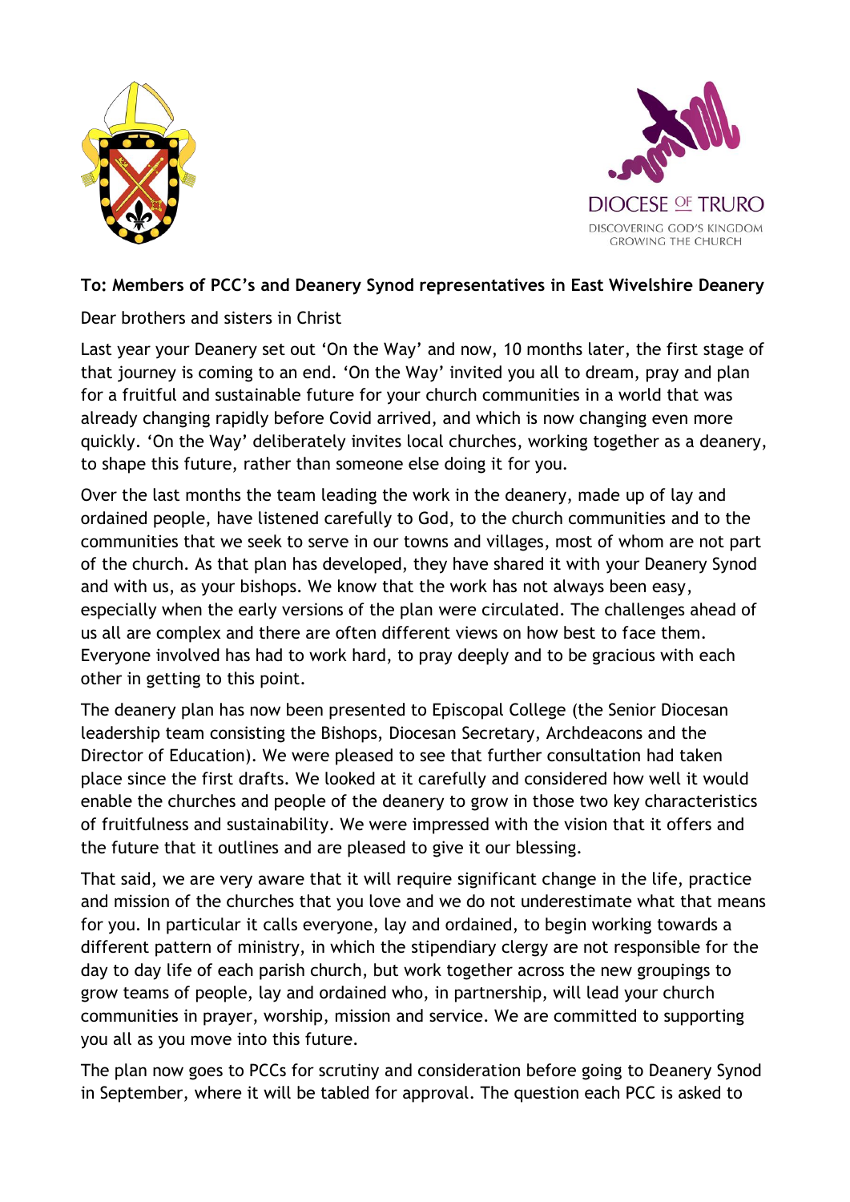DIOCESE OF TRURO
DISCOVERING GOD'S KINGDOM
GROWING THE CHURCH

**To: Members of PCC's and Deanery Synod representatives in East Wivelshire Deanery**

Dear brothers and sisters in Christ

Last year your Deanery set out 'On the Way' and now, 10 months later, the first stage of that journey is coming to an end. 'On the Way' invited you all to dream, pray and plan for a fruitful and sustainable future for your church communities in a world that was already changing rapidly before Covid arrived, and which is now changing even more quickly. 'On the Way' deliberately invites local churches, working together as a deanery, to shape this future, rather than someone else doing it for you.

Over the last months the team leading the work in the deanery, made up of lay and ordained people, have listened carefully to God, to the church communities and to the communities that we seek to serve in our towns and villages, most of whom are not part of the church. As that plan has developed, they have shared it with your Deanery Synod and with us, as your bishops. We know that the work has not always been easy, especially when the early versions of the plan were circulated. The challenges ahead of us all are complex and there are often different views on how best to face them. Everyone involved has had to work hard, to pray deeply and to be gracious with each other in getting to this point.

The deanery plan has now been presented to Episcopal College (the Senior Diocesan leadership team consisting the Bishops, Diocesan Secretary, Archdeacons and the Director of Education). We were pleased to see that further consultation had taken place since the first drafts. We looked at it carefully and considered how well it would enable the churches and people of the deanery to grow in those two key characteristics of fruitfulness and sustainability. We were impressed with the vision that it offers and the future that it outlines and are pleased to give it our blessing.

That said, we are very aware that it will require significant change in the life, practice and mission of the churches that you love and we do not underestimate what that means for you. In particular it calls everyone, lay and ordained, to begin working towards a different pattern of ministry, in which the stipendiary clergy are not responsible for the day to day life of each parish church, but work together across the new groupings to grow teams of people, lay and ordained who, in partnership, will lead your church communities in prayer, worship, mission and service. We are committed to supporting you all as you move into this future.

The plan now goes to PCCs for scrutiny and consideration before going to Deanery Synod in September, where it will be tabled for approval. The question each PCC is asked to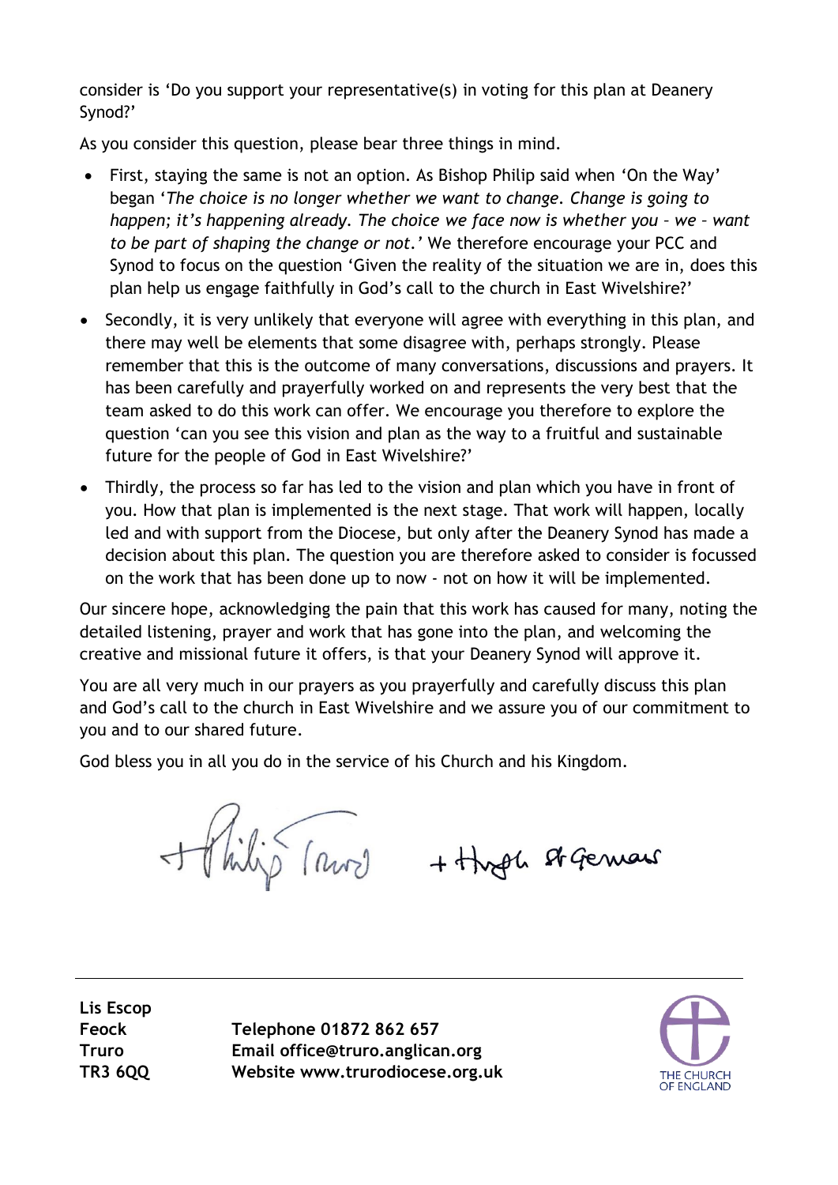consider is 'Do you support your representative(s) in voting for this plan at Deanery Synod?'

As you consider this question, please bear three things in mind.

- First, staying the same is not an option. As Bishop Philip said when 'On the Way' began '*The choice is no longer whether we want to change. Change is going to happen; it's happening already. The choice we face now is whether you – we – want to be part of shaping the change or not.*' We therefore encourage your PCC and Synod to focus on the question 'Given the reality of the situation we are in, does this plan help us engage faithfully in God's call to the church in East Wivelshire?'
- Secondly, it is very unlikely that everyone will agree with everything in this plan, and there may well be elements that some disagree with, perhaps strongly. Please remember that this is the outcome of many conversations, discussions and prayers. It has been carefully and prayerfully worked on and represents the very best that the team asked to do this work can offer. We encourage you therefore to explore the question 'can you see this vision and plan as the way to a fruitful and sustainable future for the people of God in East Wivelshire?'
- Thirdly, the process so far has led to the vision and plan which you have in front of you. How that plan is implemented is the next stage. That work will happen, locally led and with support from the Diocese, but only after the Deanery Synod has made a decision about this plan. The question you are therefore asked to consider is focussed on the work that has been done up to now - not on how it will be implemented.

Our sincere hope, acknowledging the pain that this work has caused for many, noting the detailed listening, prayer and work that has gone into the plan, and welcoming the creative and missional future it offers, is that your Deanery Synod will approve it.

You are all very much in our prayers as you prayerfully and carefully discuss this plan and God's call to the church in East Wivelshire and we assure you of our commitment to you and to our shared future.

God bless you in all you do in the service of his Church and his Kingdom.

+Philip Truro +Hugh St Germans

**Lis Escop**
**Feock**
**Truro**
**TR3 6QQ**

**Telephone 01872 862 657**
**Email office@truro.anglican.org**
**Website www.trurodiocese.org.uk**

THE CHURCH OF ENGLAND